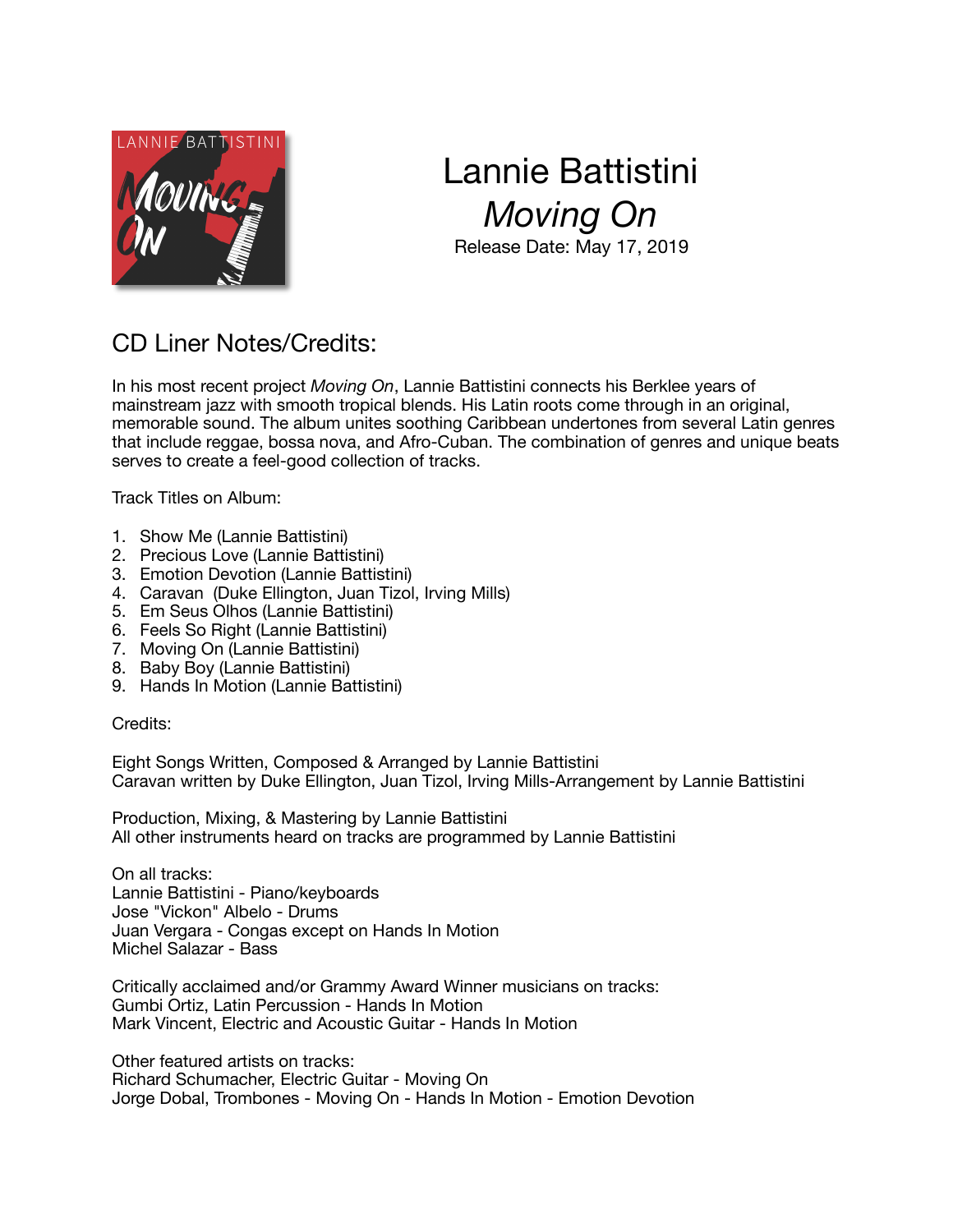# Lannie Battistini
## *Moving On*

Release Date: May 17, 2019

## CD Liner Notes/Credits:

In his most recent project *Moving On*, Lannie Battistini connects his Berklee years of mainstream jazz with smooth tropical blends. His Latin roots come through in an original, memorable sound. The album unites soothing Caribbean undertones from several Latin genres that include reggae, bossa nova, and Afro-Cuban. The combination of genres and unique beats serves to create a feel-good collection of tracks.

Track Titles on Album:

1. Show Me (Lannie Battistini)
2. Precious Love (Lannie Battistini)
3. Emotion Devotion (Lannie Battistini)
4. Caravan (Duke Ellington, Juan Tizol, Irving Mills)
5. Em Seus Olhos (Lannie Battistini)
6. Feels So Right (Lannie Battistini)
7. Moving On (Lannie Battistini)
8. Baby Boy (Lannie Battistini)
9. Hands In Motion (Lannie Battistini)

Credits:

Eight Songs Written, Composed & Arranged by Lannie Battistini
Caravan written by Duke Ellington, Juan Tizol, Irving Mills-Arrangement by Lannie Battistini

Production, Mixing, & Mastering by Lannie Battistini
All other instruments heard on tracks are programmed by Lannie Battistini

On all tracks:
Lannie Battistini - Piano/keyboards
Jose "Vickon" Albelo - Drums
Juan Vergara - Congas except on Hands In Motion
Michel Salazar - Bass

Critically acclaimed and/or Grammy Award Winner musicians on tracks:
Gumbi Ortiz, Latin Percussion - Hands In Motion
Mark Vincent, Electric and Acoustic Guitar - Hands In Motion

Other featured artists on tracks:
Richard Schumacher, Electric Guitar - Moving On
Jorge Dobal, Trombones - Moving On - Hands In Motion - Emotion Devotion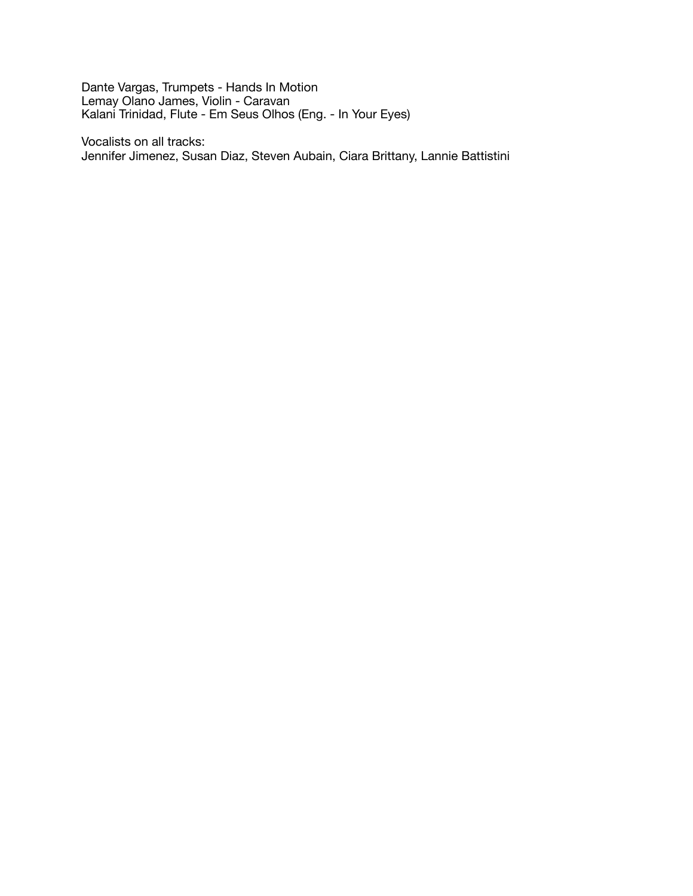Dante Vargas, Trumpets - Hands In Motion
Lemay Olano James, Violin - Caravan
Kalani Trinidad, Flute - Em Seus Olhos (Eng. - In Your Eyes)

Vocalists on all tracks:
Jennifer Jimenez, Susan Diaz, Steven Aubain, Ciara Brittany, Lannie Battistini